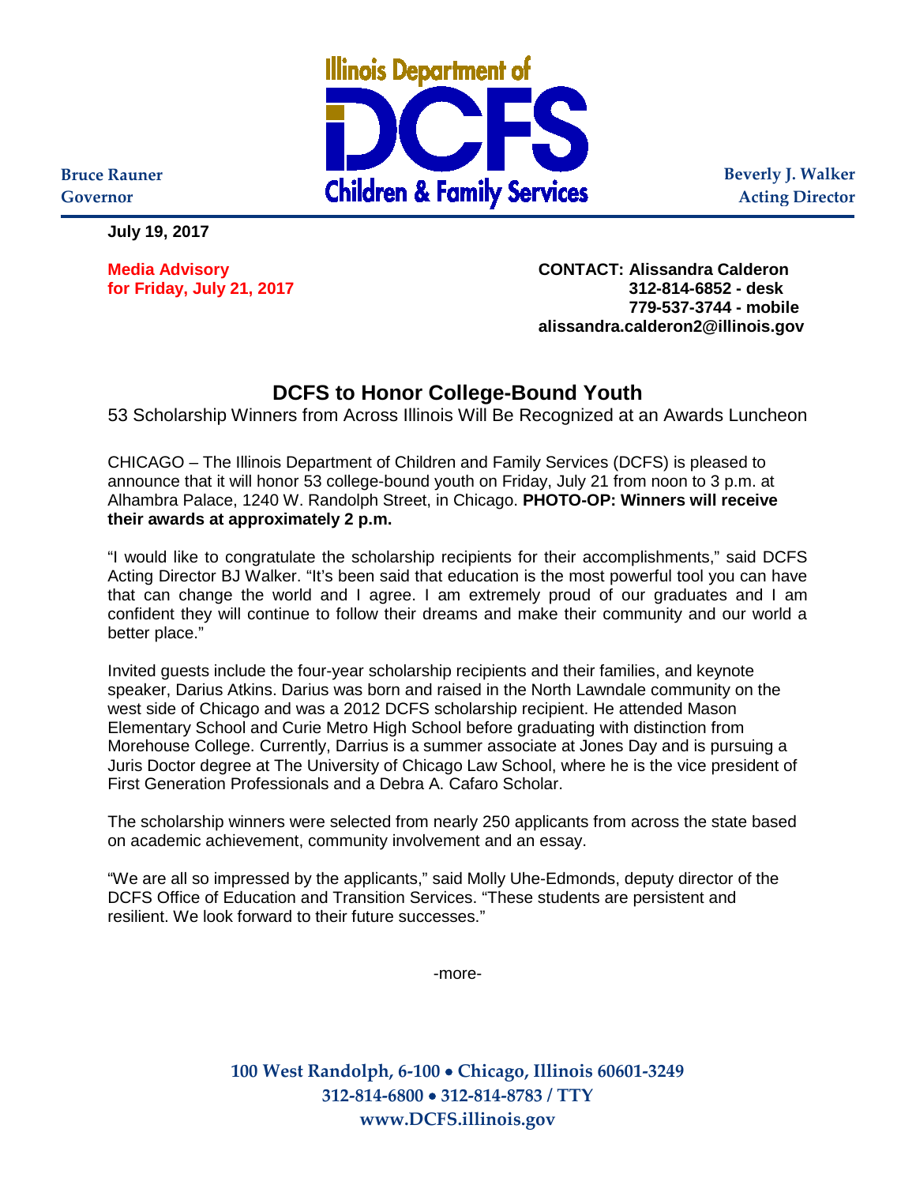Illinois Department of DCFS Children & Family Services

Bruce Rauner
Governor

Beverly J. Walker
Acting Director

**July 19, 2017**

**Media Advisory**
**for Friday, July 21, 2017**

**CONTACT: Alissandra Calderon**
**312-814-6852 - desk**
**779-537-3744 - mobile**
**alissandra.calderon2@illinois.gov**

# DCFS to Honor College-Bound Youth

53 Scholarship Winners from Across Illinois Will Be Recognized at an Awards Luncheon

CHICAGO – The Illinois Department of Children and Family Services (DCFS) is pleased to announce that it will honor 53 college-bound youth on Friday, July 21 from noon to 3 p.m. at Alhambra Palace, 1240 W. Randolph Street, in Chicago. **PHOTO-OP: Winners will receive their awards at approximately 2 p.m.**

"I would like to congratulate the scholarship recipients for their accomplishments," said DCFS Acting Director BJ Walker. "It's been said that education is the most powerful tool you can have that can change the world and I agree. I am extremely proud of our graduates and I am confident they will continue to follow their dreams and make their community and our world a better place."

Invited guests include the four-year scholarship recipients and their families, and keynote speaker, Darius Atkins. Darius was born and raised in the North Lawndale community on the west side of Chicago and was a 2012 DCFS scholarship recipient. He attended Mason Elementary School and Curie Metro High School before graduating with distinction from Morehouse College. Currently, Darrius is a summer associate at Jones Day and is pursuing a Juris Doctor degree at The University of Chicago Law School, where he is the vice president of First Generation Professionals and a Debra A. Cafaro Scholar.

The scholarship winners were selected from nearly 250 applicants from across the state based on academic achievement, community involvement and an essay.

"We are all so impressed by the applicants," said Molly Uhe-Edmonds, deputy director of the DCFS Office of Education and Transition Services. "These students are persistent and resilient. We look forward to their future successes."

-more-

100 West Randolph, 6-100 • Chicago, Illinois 60601-3249
312-814-6800 • 312-814-8783 / TTY
www.DCFS.illinois.gov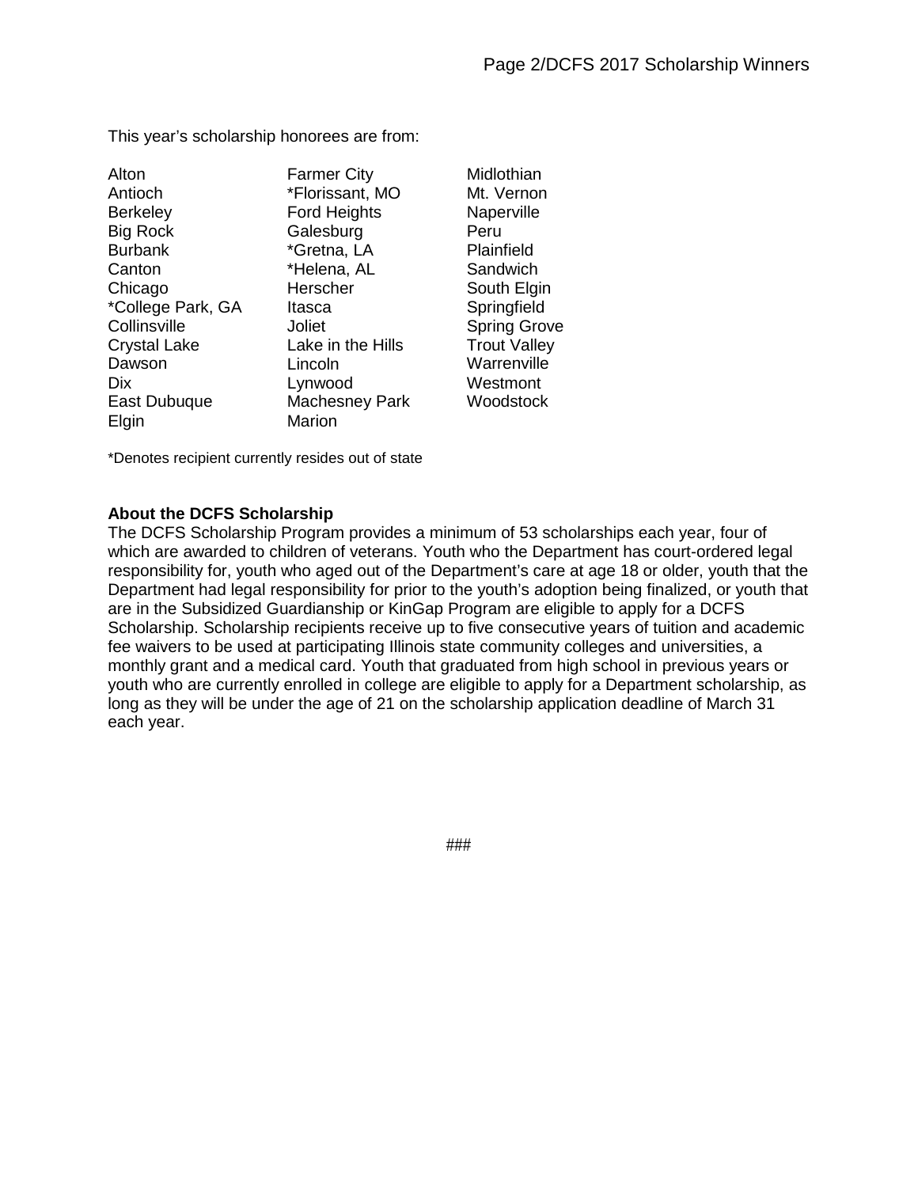This year's scholarship honorees are from:

| | | |
|---|---|---|
| Alton | Farmer City | Midlothian |
| Antioch | *Florissant, MO | Mt. Vernon |
| Berkeley | Ford Heights | Naperville |
| Big Rock | Galesburg | Peru |
| Burbank | *Gretna, LA | Plainfield |
| Canton | *Helena, AL | Sandwich |
| Chicago | Herscher | South Elgin |
| *College Park, GA | Itasca | Springfield |
| Collinsville | Joliet | Spring Grove |
| Crystal Lake | Lake in the Hills | Trout Valley |
| Dawson | Lincoln | Warrenville |
| Dix | Lynwood | Westmont |
| East Dubuque | Machesney Park | Woodstock |
| Elgin | Marion | |

*Denotes recipient currently resides out of state

**About the DCFS Scholarship**

The DCFS Scholarship Program provides a minimum of 53 scholarships each year, four of which are awarded to children of veterans. Youth who the Department has court-ordered legal responsibility for, youth who aged out of the Department's care at age 18 or older, youth that the Department had legal responsibility for prior to the youth's adoption being finalized, or youth that are in the Subsidized Guardianship or KinGap Program are eligible to apply for a DCFS Scholarship. Scholarship recipients receive up to five consecutive years of tuition and academic fee waivers to be used at participating Illinois state community colleges and universities, a monthly grant and a medical card. Youth that graduated from high school in previous years or youth who are currently enrolled in college are eligible to apply for a Department scholarship, as long as they will be under the age of 21 on the scholarship application deadline of March 31 each year.

###